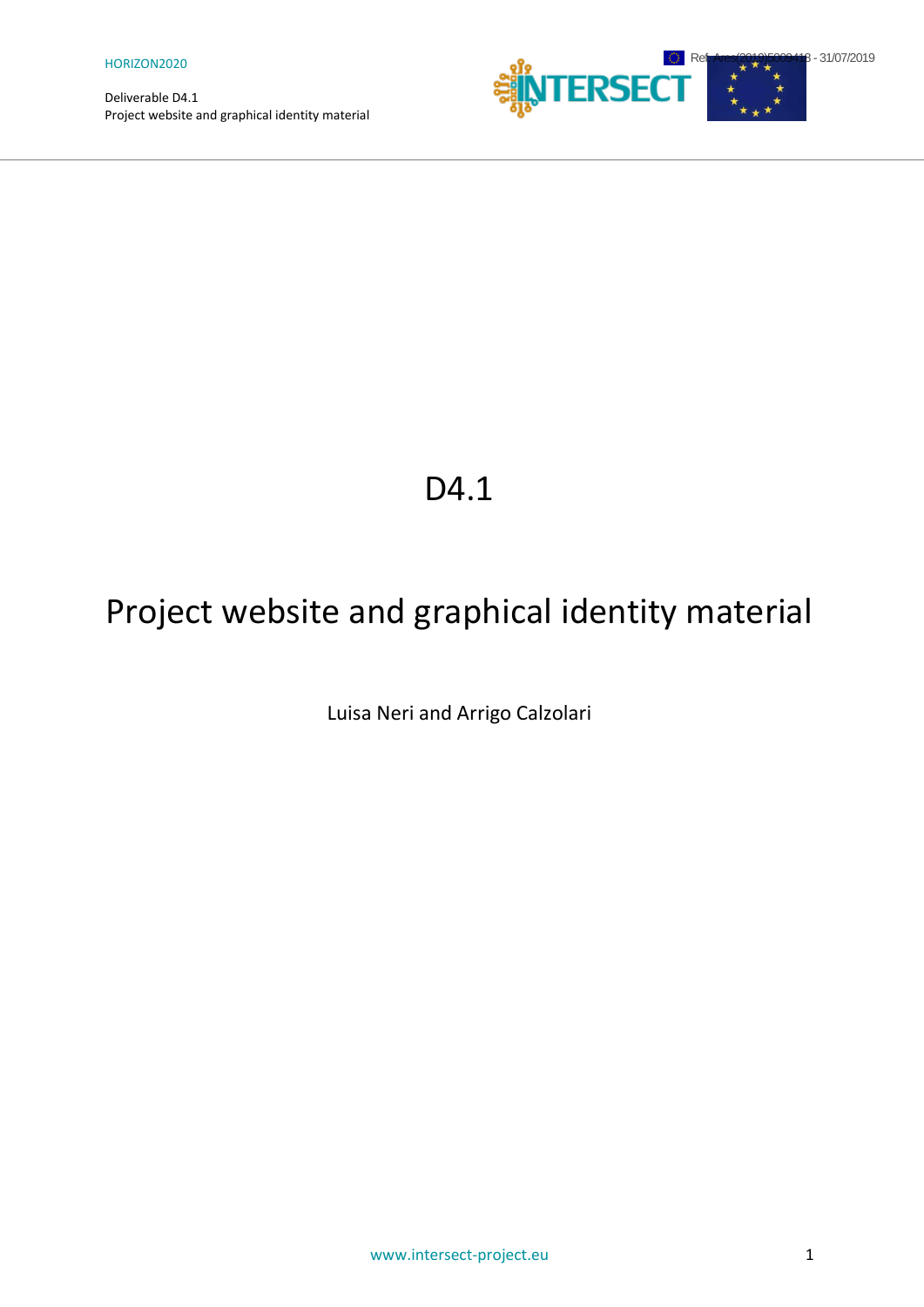# D4.1

# Project website and graphical identity material

Luisa Neri and Arrigo Calzolari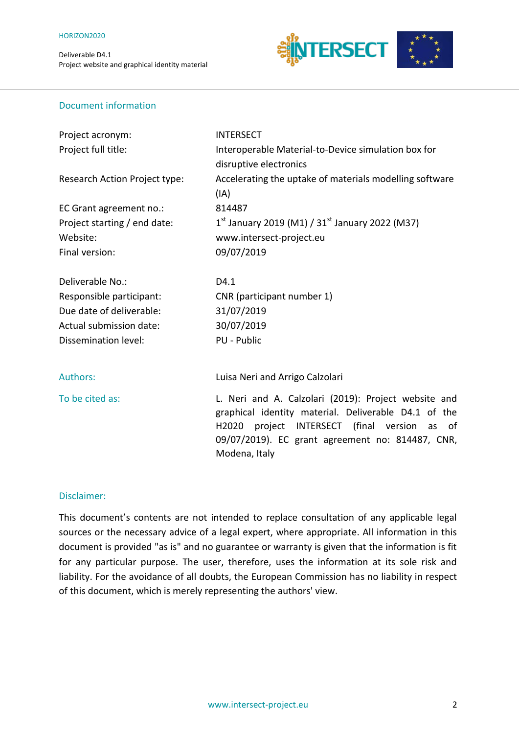## Document information

| | |
|---|---|
| Project acronym: | INTERSECT |
| Project full title: | Interoperable Material-to-Device simulation box for disruptive electronics |
| Research Action Project type: | Accelerating the uptake of materials modelling software (IA) |
| EC Grant agreement no.: | 814487 |
| Project starting / end date: | 1st January 2019 (M1) / 31st January 2022 (M37) |
| Website: | www.intersect-project.eu |
| Final version: | 09/07/2019 |
| | |
| Deliverable No.: | D4.1 |
| Responsible participant: | CNR (participant number 1) |
| Due date of deliverable: | 31/07/2019 |
| Actual submission date: | 30/07/2019 |
| Dissemination level: | PU - Public |

**Authors:** Luisa Neri and Arrigo Calzolari

**To be cited as:** L. Neri and A. Calzolari (2019): Project website and graphical identity material. Deliverable D4.1 of the H2020 project INTERSECT (final version as of 09/07/2019). EC grant agreement no: 814487, CNR, Modena, Italy

## Disclaimer:

This document's contents are not intended to replace consultation of any applicable legal sources or the necessary advice of a legal expert, where appropriate. All information in this document is provided "as is" and no guarantee or warranty is given that the information is fit for any particular purpose. The user, therefore, uses the information at its sole risk and liability. For the avoidance of all doubts, the European Commission has no liability in respect of this document, which is merely representing the authors' view.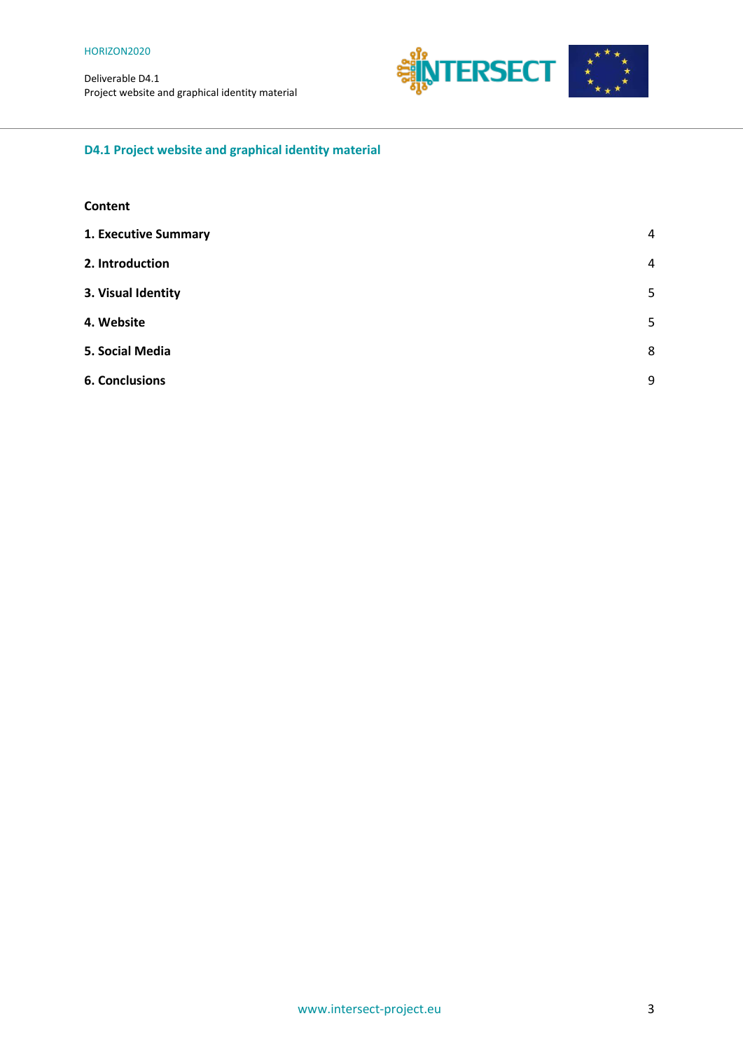## D4.1 Project website and graphical identity material

**Content**

| | |
|---|---|
| **1. Executive Summary** | 4 |
| **2. Introduction** | 4 |
| **3. Visual Identity** | 5 |
| **4. Website** | 5 |
| **5. Social Media** | 8 |
| **6. Conclusions** | 9 |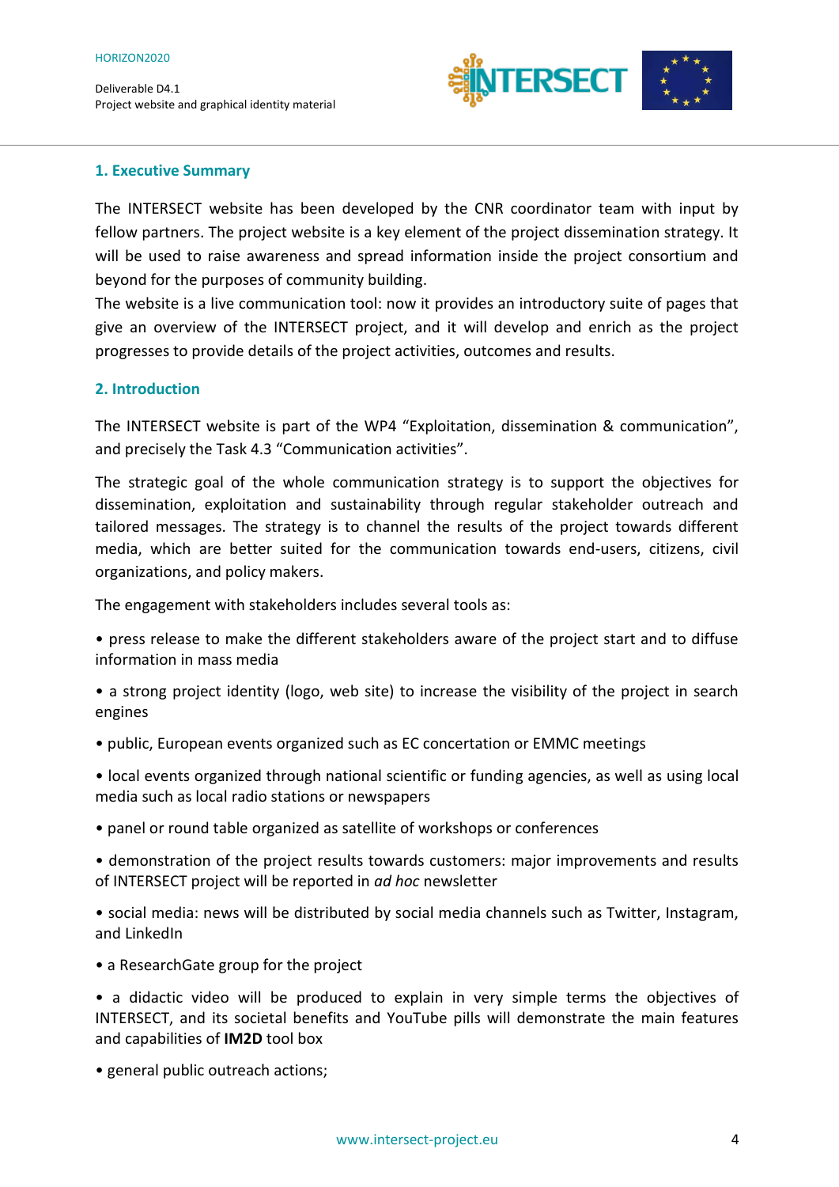## 1. Executive Summary

The INTERSECT website has been developed by the CNR coordinator team with input by fellow partners. The project website is a key element of the project dissemination strategy. It will be used to raise awareness and spread information inside the project consortium and beyond for the purposes of community building.

The website is a live communication tool: now it provides an introductory suite of pages that give an overview of the INTERSECT project, and it will develop and enrich as the project progresses to provide details of the project activities, outcomes and results.

## 2. Introduction

The INTERSECT website is part of the WP4 "Exploitation, dissemination & communication", and precisely the Task 4.3 "Communication activities".

The strategic goal of the whole communication strategy is to support the objectives for dissemination, exploitation and sustainability through regular stakeholder outreach and tailored messages. The strategy is to channel the results of the project towards different media, which are better suited for the communication towards end-users, citizens, civil organizations, and policy makers.

The engagement with stakeholders includes several tools as:

- press release to make the different stakeholders aware of the project start and to diffuse information in mass media
- a strong project identity (logo, web site) to increase the visibility of the project in search engines
- public, European events organized such as EC concertation or EMMC meetings
- local events organized through national scientific or funding agencies, as well as using local media such as local radio stations or newspapers
- panel or round table organized as satellite of workshops or conferences
- demonstration of the project results towards customers: major improvements and results of INTERSECT project will be reported in *ad hoc* newsletter
- social media: news will be distributed by social media channels such as Twitter, Instagram, and LinkedIn
- a ResearchGate group for the project
- a didactic video will be produced to explain in very simple terms the objectives of INTERSECT, and its societal benefits and YouTube pills will demonstrate the main features and capabilities of **IM2D** tool box
- general public outreach actions;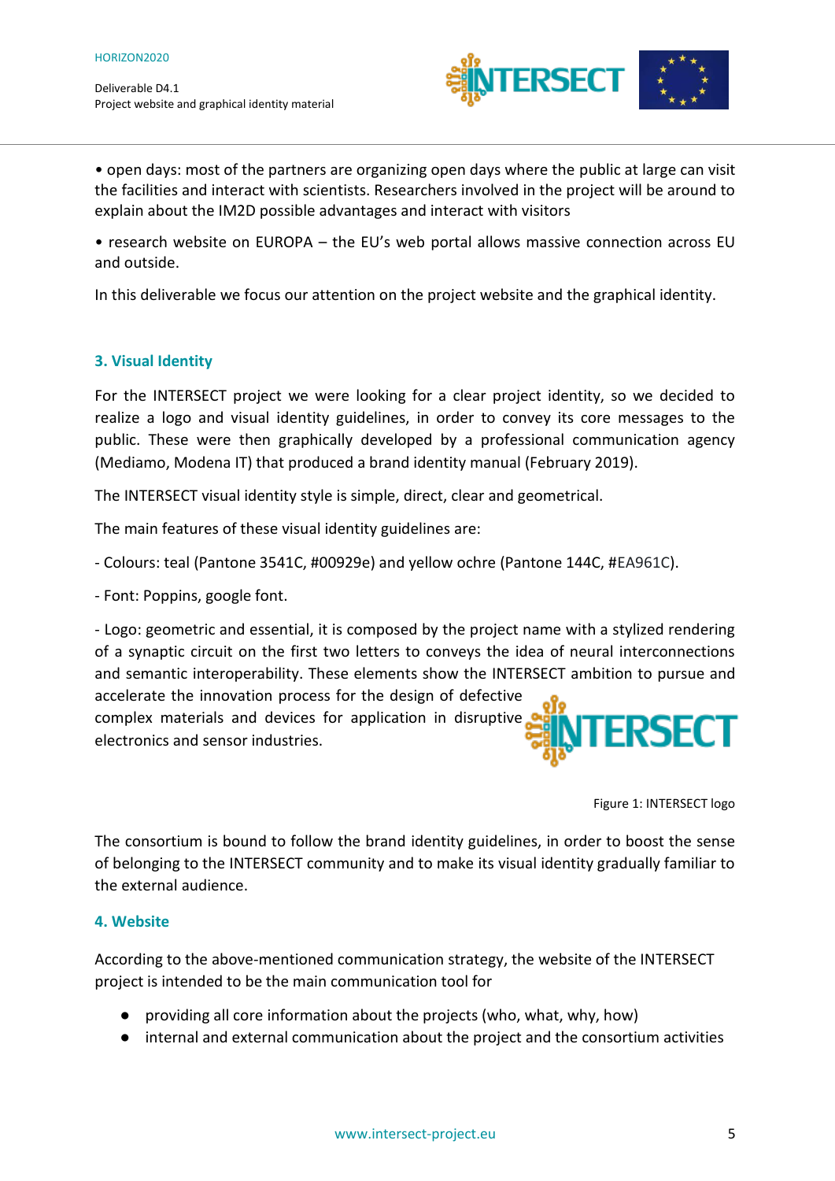• open days: most of the partners are organizing open days where the public at large can visit the facilities and interact with scientists. Researchers involved in the project will be around to explain about the IM2D possible advantages and interact with visitors

• research website on EUROPA – the EU's web portal allows massive connection across EU and outside.

In this deliverable we focus our attention on the project website and the graphical identity.

## 3. Visual Identity

For the INTERSECT project we were looking for a clear project identity, so we decided to realize a logo and visual identity guidelines, in order to convey its core messages to the public. These were then graphically developed by a professional communication agency (Mediamo, Modena IT) that produced a brand identity manual (February 2019).

The INTERSECT visual identity style is simple, direct, clear and geometrical.

The main features of these visual identity guidelines are:

- Colours: teal (Pantone 3541C, #00929e) and yellow ochre (Pantone 144C, #EA961C).

- Font: Poppins, google font.

- Logo: geometric and essential, it is composed by the project name with a stylized rendering of a synaptic circuit on the first two letters to conveys the idea of neural interconnections and semantic interoperability. These elements show the INTERSECT ambition to pursue and accelerate the innovation process for the design of defective complex materials and devices for application in disruptive electronics and sensor industries.

Figure 1: INTERSECT logo

The consortium is bound to follow the brand identity guidelines, in order to boost the sense of belonging to the INTERSECT community and to make its visual identity gradually familiar to the external audience.

## 4. Website

According to the above-mentioned communication strategy, the website of the INTERSECT project is intended to be the main communication tool for

- providing all core information about the projects (who, what, why, how)
- internal and external communication about the project and the consortium activities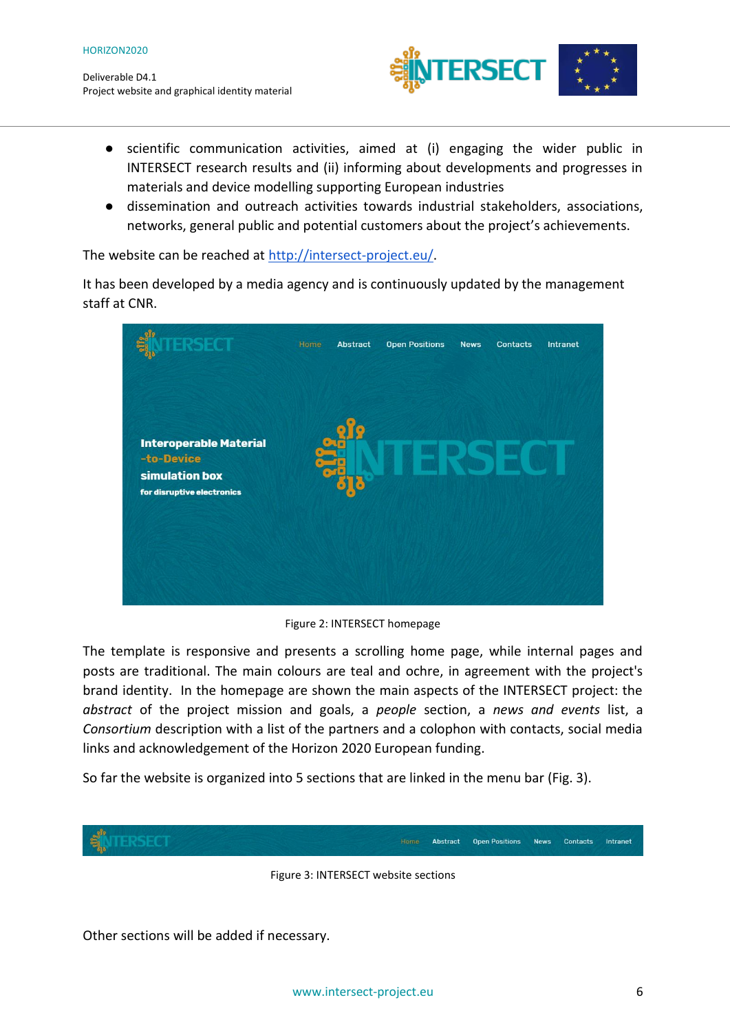- scientific communication activities, aimed at (i) engaging the wider public in INTERSECT research results and (ii) informing about developments and progresses in materials and device modelling supporting European industries
- dissemination and outreach activities towards industrial stakeholders, associations, networks, general public and potential customers about the project's achievements.

The website can be reached at [http://intersect-project.eu/](http://intersect-project.eu/).

It has been developed by a media agency and is continuously updated by the management staff at CNR.

Figure 2: INTERSECT homepage

The template is responsive and presents a scrolling home page, while internal pages and posts are traditional. The main colours are teal and ochre, in agreement with the project's brand identity. In the homepage are shown the main aspects of the INTERSECT project: the *abstract* of the project mission and goals, a *people* section, a *news and events* list, a *Consortium* description with a list of the partners and a colophon with contacts, social media links and acknowledgement of the Horizon 2020 European funding.

So far the website is organized into 5 sections that are linked in the menu bar (Fig. 3).

Figure 3: INTERSECT website sections

Other sections will be added if necessary.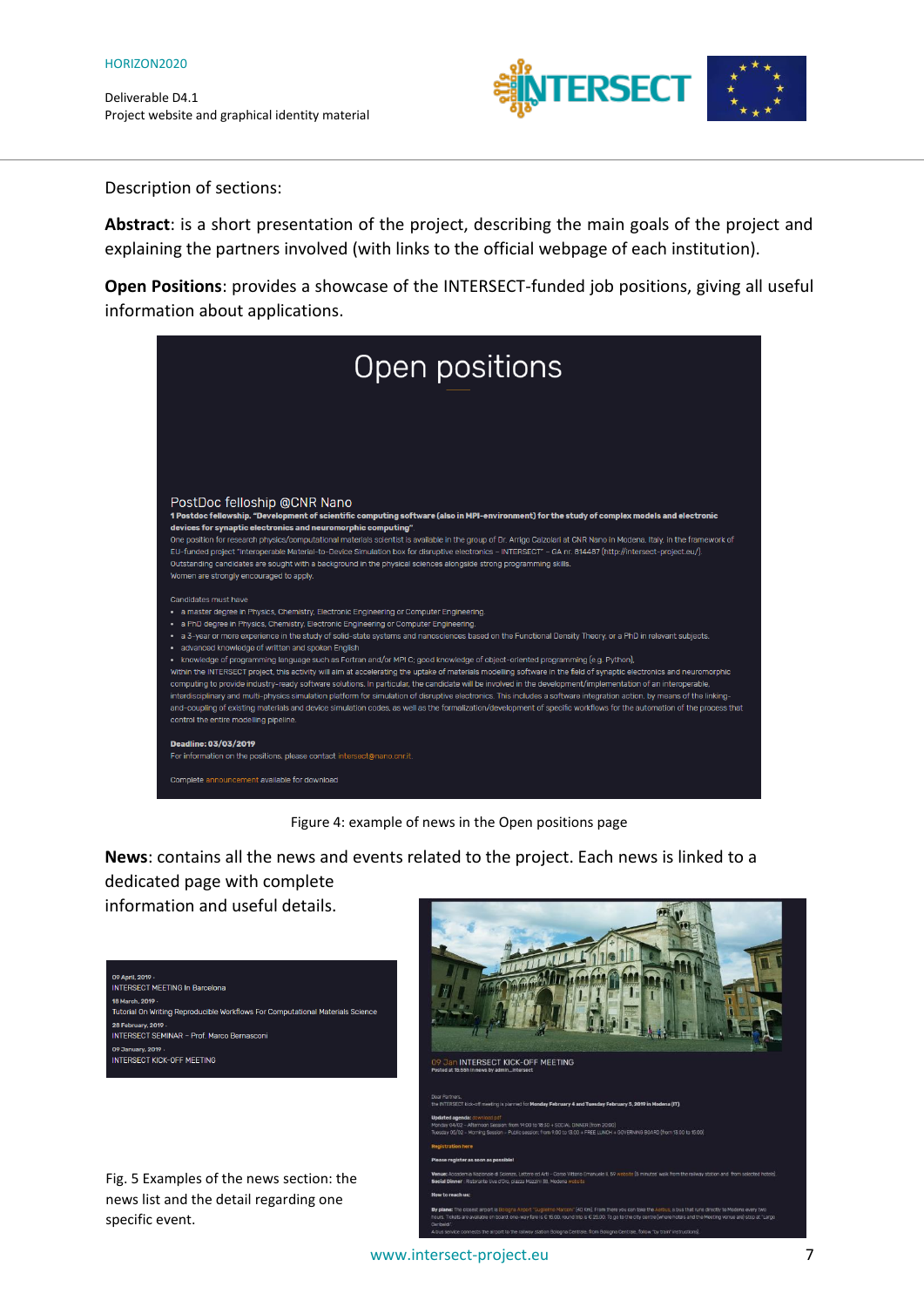Description of sections:

**Abstract**: is a short presentation of the project, describing the main goals of the project and explaining the partners involved (with links to the official webpage of each institution).

**Open Positions**: provides a showcase of the INTERSECT-funded job positions, giving all useful information about applications.

Figure 4: example of news in the Open positions page

**News**: contains all the news and events related to the project. Each news is linked to a dedicated page with complete information and useful details.

Fig. 5 Examples of the news section: the news list and the detail regarding one specific event.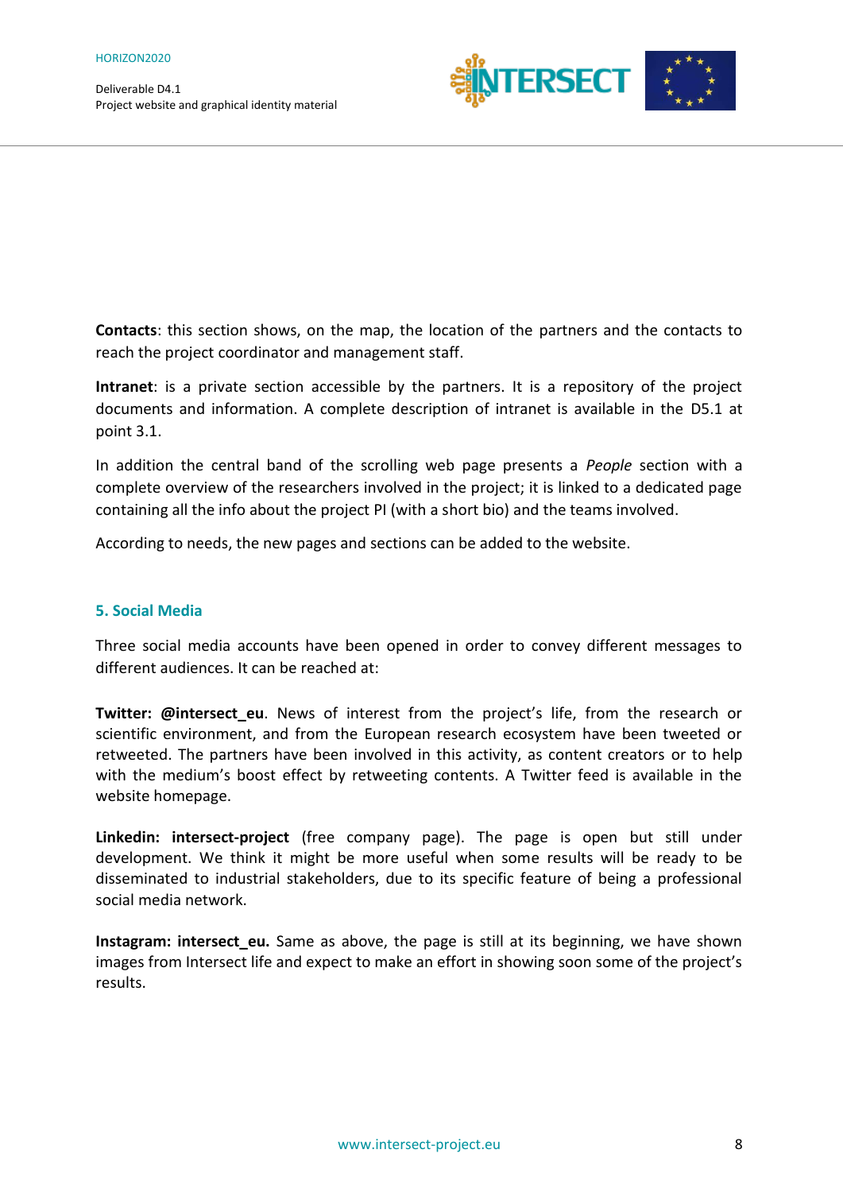**Contacts**: this section shows, on the map, the location of the partners and the contacts to reach the project coordinator and management staff.

**Intranet**: is a private section accessible by the partners. It is a repository of the project documents and information. A complete description of intranet is available in the D5.1 at point 3.1.

In addition the central band of the scrolling web page presents a *People* section with a complete overview of the researchers involved in the project; it is linked to a dedicated page containing all the info about the project PI (with a short bio) and the teams involved.

According to needs, the new pages and sections can be added to the website.

## 5. Social Media

Three social media accounts have been opened in order to convey different messages to different audiences. It can be reached at:

**Twitter: @intersect_eu**. News of interest from the project's life, from the research or scientific environment, and from the European research ecosystem have been tweeted or retweeted. The partners have been involved in this activity, as content creators or to help with the medium's boost effect by retweeting contents. A Twitter feed is available in the website homepage.

**Linkedin: intersect-project** (free company page). The page is open but still under development. We think it might be more useful when some results will be ready to be disseminated to industrial stakeholders, due to its specific feature of being a professional social media network.

**Instagram: intersect_eu.** Same as above, the page is still at its beginning, we have shown images from Intersect life and expect to make an effort in showing soon some of the project's results.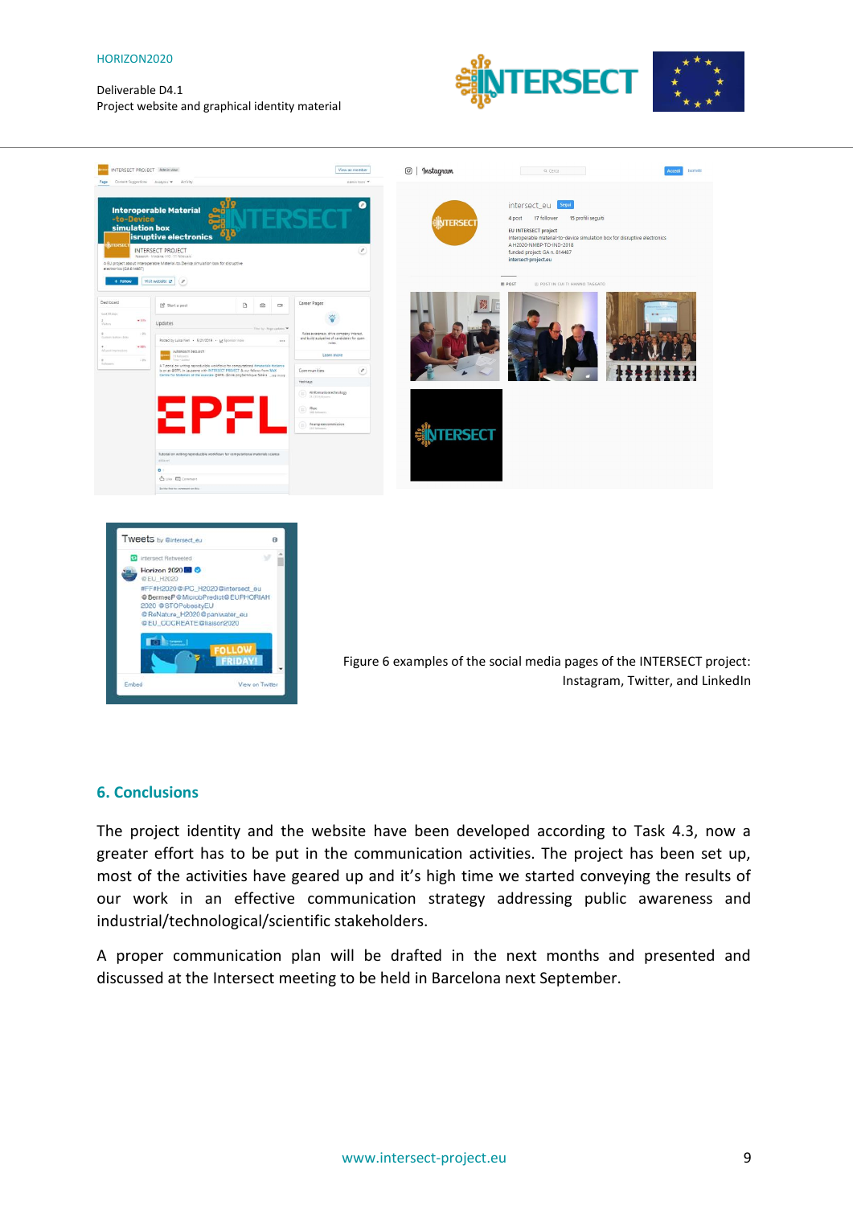Figure 6 examples of the social media pages of the INTERSECT project: Instagram, Twitter, and LinkedIn

## 6. Conclusions

The project identity and the website have been developed according to Task 4.3, now a greater effort has to be put in the communication activities. The project has been set up, most of the activities have geared up and it's high time we started conveying the results of our work in an effective communication strategy addressing public awareness and industrial/technological/scientific stakeholders.

A proper communication plan will be drafted in the next months and presented and discussed at the Intersect meeting to be held in Barcelona next September.